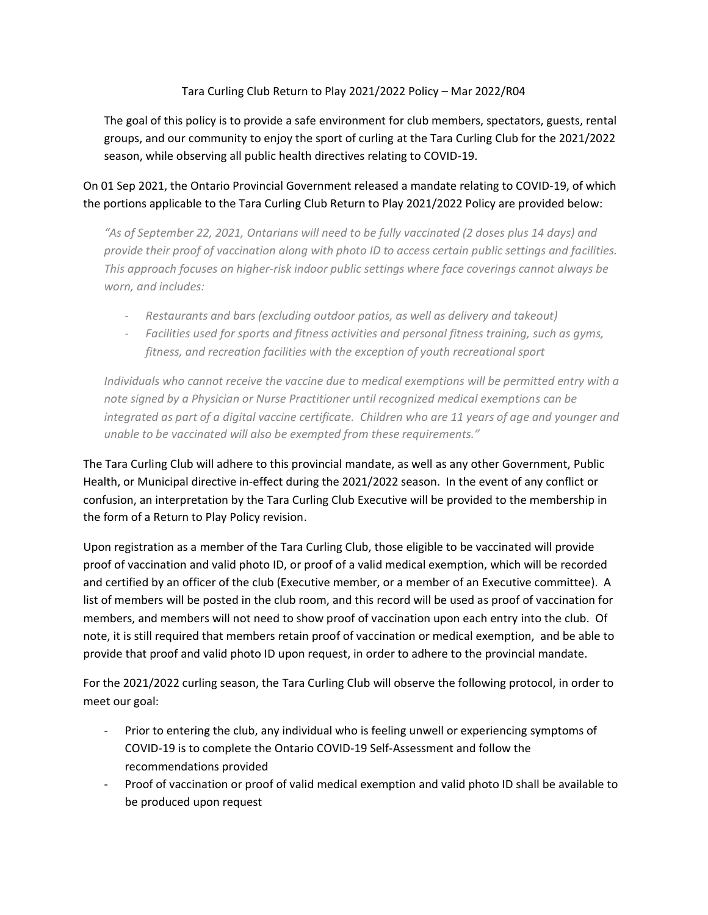# Tara Curling Club Return to Play 2021/2022 Policy – Mar 2022/R04

The goal of this policy is to provide a safe environment for club members, spectators, guests, rental groups, and our community to enjoy the sport of curling at the Tara Curling Club for the 2021/2022 season, while observing all public health directives relating to COVID-19.

On 01 Sep 2021, the Ontario Provincial Government released a mandate relating to COVID-19, of which the portions applicable to the Tara Curling Club Return to Play 2021/2022 Policy are provided below:

> *"As of September 22, 2021, Ontarians will need to be fully vaccinated (2 doses plus 14 days) and provide their proof of vaccination along with photo ID to access certain public settings and facilities. This approach focuses on higher-risk indoor public settings where face coverings cannot always be worn, and includes:*
>
> - *Restaurants and bars (excluding outdoor patios, as well as delivery and takeout)*
> - *Facilities used for sports and fitness activities and personal fitness training, such as gyms, fitness, and recreation facilities with the exception of youth recreational sport*
>
> *Individuals who cannot receive the vaccine due to medical exemptions will be permitted entry with a note signed by a Physician or Nurse Practitioner until recognized medical exemptions can be integrated as part of a digital vaccine certificate. Children who are 11 years of age and younger and unable to be vaccinated will also be exempted from these requirements."*

The Tara Curling Club will adhere to this provincial mandate, as well as any other Government, Public Health, or Municipal directive in-effect during the 2021/2022 season. In the event of any conflict or confusion, an interpretation by the Tara Curling Club Executive will be provided to the membership in the form of a Return to Play Policy revision.

Upon registration as a member of the Tara Curling Club, those eligible to be vaccinated will provide proof of vaccination and valid photo ID, or proof of a valid medical exemption, which will be recorded and certified by an officer of the club (Executive member, or a member of an Executive committee). A list of members will be posted in the club room, and this record will be used as proof of vaccination for members, and members will not need to show proof of vaccination upon each entry into the club. Of note, it is still required that members retain proof of vaccination or medical exemption, and be able to provide that proof and valid photo ID upon request, in order to adhere to the provincial mandate.

For the 2021/2022 curling season, the Tara Curling Club will observe the following protocol, in order to meet our goal:

- Prior to entering the club, any individual who is feeling unwell or experiencing symptoms of COVID-19 is to complete the Ontario COVID-19 Self-Assessment and follow the recommendations provided
- Proof of vaccination or proof of valid medical exemption and valid photo ID shall be available to be produced upon request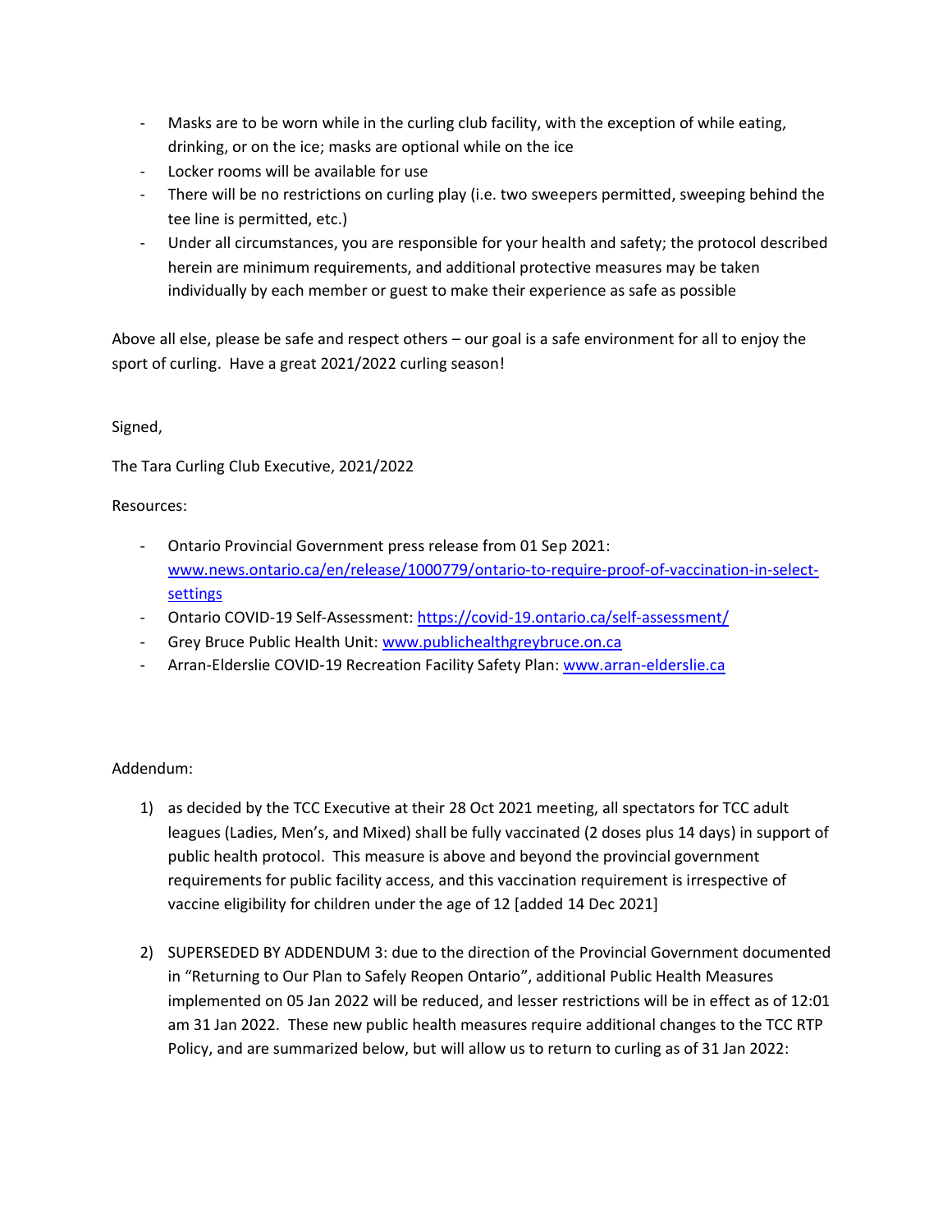- Masks are to be worn while in the curling club facility, with the exception of while eating, drinking, or on the ice; masks are optional while on the ice
- Locker rooms will be available for use
- There will be no restrictions on curling play (i.e. two sweepers permitted, sweeping behind the tee line is permitted, etc.)
- Under all circumstances, you are responsible for your health and safety; the protocol described herein are minimum requirements, and additional protective measures may be taken individually by each member or guest to make their experience as safe as possible

Above all else, please be safe and respect others – our goal is a safe environment for all to enjoy the sport of curling. Have a great 2021/2022 curling season!

Signed,

The Tara Curling Club Executive, 2021/2022

Resources:

- Ontario Provincial Government press release from 01 Sep 2021: [www.news.ontario.ca/en/release/1000779/ontario-to-require-proof-of-vaccination-in-select-settings](www.news.ontario.ca/en/release/1000779/ontario-to-require-proof-of-vaccination-in-select-settings)
- Ontario COVID-19 Self-Assessment: [https://covid-19.ontario.ca/self-assessment/](https://covid-19.ontario.ca/self-assessment/)
- Grey Bruce Public Health Unit: [www.publichealthgreybruce.on.ca](www.publichealthgreybruce.on.ca)
- Arran-Elderslie COVID-19 Recreation Facility Safety Plan: [www.arran-elderslie.ca](www.arran-elderslie.ca)

Addendum:

1) as decided by the TCC Executive at their 28 Oct 2021 meeting, all spectators for TCC adult leagues (Ladies, Men's, and Mixed) shall be fully vaccinated (2 doses plus 14 days) in support of public health protocol. This measure is above and beyond the provincial government requirements for public facility access, and this vaccination requirement is irrespective of vaccine eligibility for children under the age of 12 [added 14 Dec 2021]

2) SUPERSEDED BY ADDENDUM 3: due to the direction of the Provincial Government documented in "Returning to Our Plan to Safely Reopen Ontario", additional Public Health Measures implemented on 05 Jan 2022 will be reduced, and lesser restrictions will be in effect as of 12:01 am 31 Jan 2022. These new public health measures require additional changes to the TCC RTP Policy, and are summarized below, but will allow us to return to curling as of 31 Jan 2022: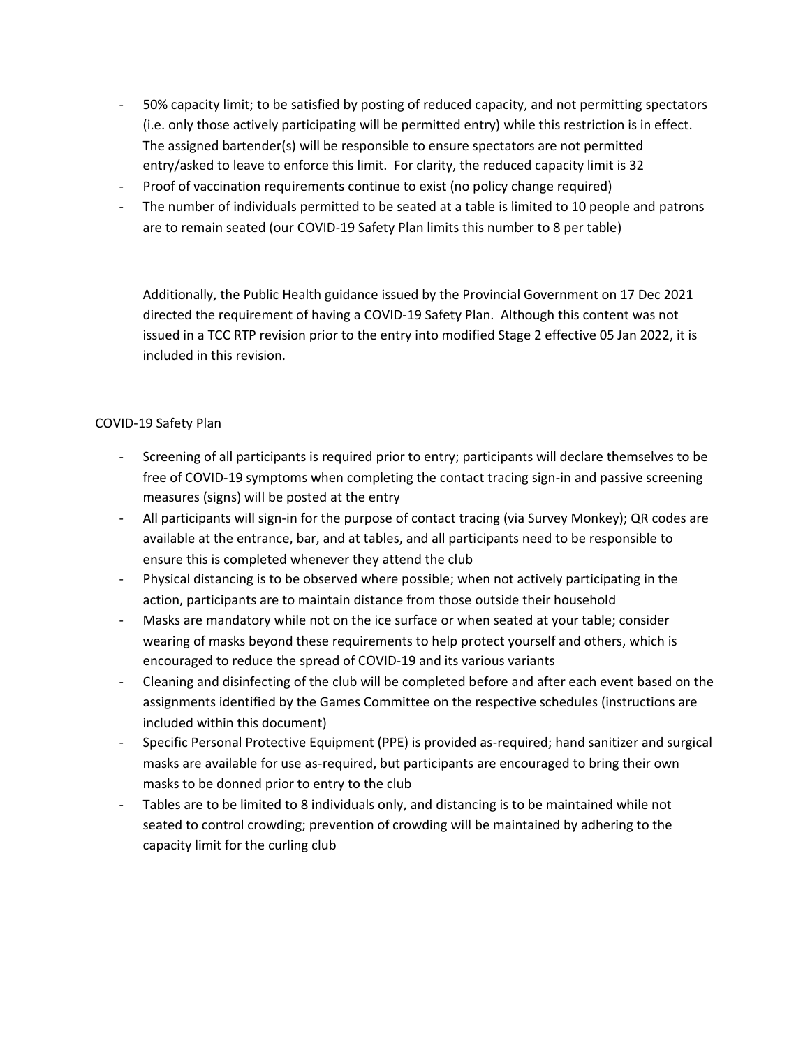- 50% capacity limit; to be satisfied by posting of reduced capacity, and not permitting spectators (i.e. only those actively participating will be permitted entry) while this restriction is in effect. The assigned bartender(s) will be responsible to ensure spectators are not permitted entry/asked to leave to enforce this limit. For clarity, the reduced capacity limit is 32
- Proof of vaccination requirements continue to exist (no policy change required)
- The number of individuals permitted to be seated at a table is limited to 10 people and patrons are to remain seated (our COVID-19 Safety Plan limits this number to 8 per table)

Additionally, the Public Health guidance issued by the Provincial Government on 17 Dec 2021 directed the requirement of having a COVID-19 Safety Plan. Although this content was not issued in a TCC RTP revision prior to the entry into modified Stage 2 effective 05 Jan 2022, it is included in this revision.

COVID-19 Safety Plan

- Screening of all participants is required prior to entry; participants will declare themselves to be free of COVID-19 symptoms when completing the contact tracing sign-in and passive screening measures (signs) will be posted at the entry
- All participants will sign-in for the purpose of contact tracing (via Survey Monkey); QR codes are available at the entrance, bar, and at tables, and all participants need to be responsible to ensure this is completed whenever they attend the club
- Physical distancing is to be observed where possible; when not actively participating in the action, participants are to maintain distance from those outside their household
- Masks are mandatory while not on the ice surface or when seated at your table; consider wearing of masks beyond these requirements to help protect yourself and others, which is encouraged to reduce the spread of COVID-19 and its various variants
- Cleaning and disinfecting of the club will be completed before and after each event based on the assignments identified by the Games Committee on the respective schedules (instructions are included within this document)
- Specific Personal Protective Equipment (PPE) is provided as-required; hand sanitizer and surgical masks are available for use as-required, but participants are encouraged to bring their own masks to be donned prior to entry to the club
- Tables are to be limited to 8 individuals only, and distancing is to be maintained while not seated to control crowding; prevention of crowding will be maintained by adhering to the capacity limit for the curling club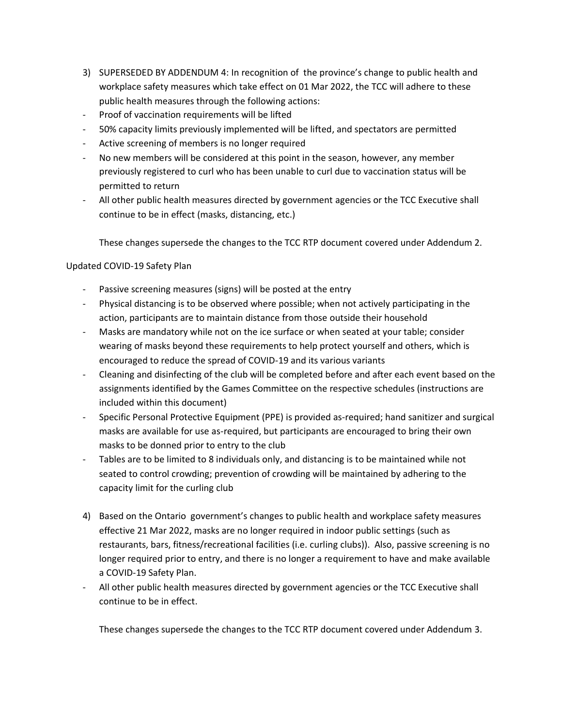3) SUPERSEDED BY ADDENDUM 4: In recognition of the province's change to public health and workplace safety measures which take effect on 01 Mar 2022, the TCC will adhere to these public health measures through the following actions:

- Proof of vaccination requirements will be lifted
- 50% capacity limits previously implemented will be lifted, and spectators are permitted
- Active screening of members is no longer required
- No new members will be considered at this point in the season, however, any member previously registered to curl who has been unable to curl due to vaccination status will be permitted to return
- All other public health measures directed by government agencies or the TCC Executive shall continue to be in effect (masks, distancing, etc.)

These changes supersede the changes to the TCC RTP document covered under Addendum 2.

Updated COVID-19 Safety Plan

- Passive screening measures (signs) will be posted at the entry
- Physical distancing is to be observed where possible; when not actively participating in the action, participants are to maintain distance from those outside their household
- Masks are mandatory while not on the ice surface or when seated at your table; consider wearing of masks beyond these requirements to help protect yourself and others, which is encouraged to reduce the spread of COVID-19 and its various variants
- Cleaning and disinfecting of the club will be completed before and after each event based on the assignments identified by the Games Committee on the respective schedules (instructions are included within this document)
- Specific Personal Protective Equipment (PPE) is provided as-required; hand sanitizer and surgical masks are available for use as-required, but participants are encouraged to bring their own masks to be donned prior to entry to the club
- Tables are to be limited to 8 individuals only, and distancing is to be maintained while not seated to control crowding; prevention of crowding will be maintained by adhering to the capacity limit for the curling club

4) Based on the Ontario government's changes to public health and workplace safety measures effective 21 Mar 2022, masks are no longer required in indoor public settings (such as restaurants, bars, fitness/recreational facilities (i.e. curling clubs)). Also, passive screening is no longer required prior to entry, and there is no longer a requirement to have and make available a COVID-19 Safety Plan.

- All other public health measures directed by government agencies or the TCC Executive shall continue to be in effect.

These changes supersede the changes to the TCC RTP document covered under Addendum 3.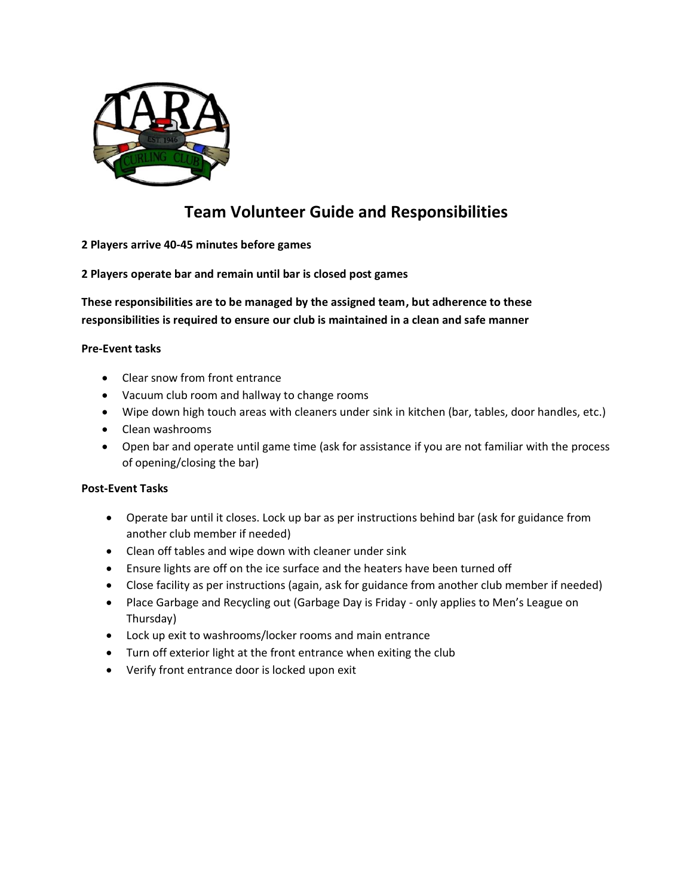# Team Volunteer Guide and Responsibilities

**2 Players arrive 40-45 minutes before games**

**2 Players operate bar and remain until bar is closed post games**

**These responsibilities are to be managed by the assigned team, but adherence to these responsibilities is required to ensure our club is maintained in a clean and safe manner**

**Pre-Event tasks**

- Clear snow from front entrance
- Vacuum club room and hallway to change rooms
- Wipe down high touch areas with cleaners under sink in kitchen (bar, tables, door handles, etc.)
- Clean washrooms
- Open bar and operate until game time (ask for assistance if you are not familiar with the process of opening/closing the bar)

**Post-Event Tasks**

- Operate bar until it closes. Lock up bar as per instructions behind bar (ask for guidance from another club member if needed)
- Clean off tables and wipe down with cleaner under sink
- Ensure lights are off on the ice surface and the heaters have been turned off
- Close facility as per instructions (again, ask for guidance from another club member if needed)
- Place Garbage and Recycling out (Garbage Day is Friday - only applies to Men's League on Thursday)
- Lock up exit to washrooms/locker rooms and main entrance
- Turn off exterior light at the front entrance when exiting the club
- Verify front entrance door is locked upon exit